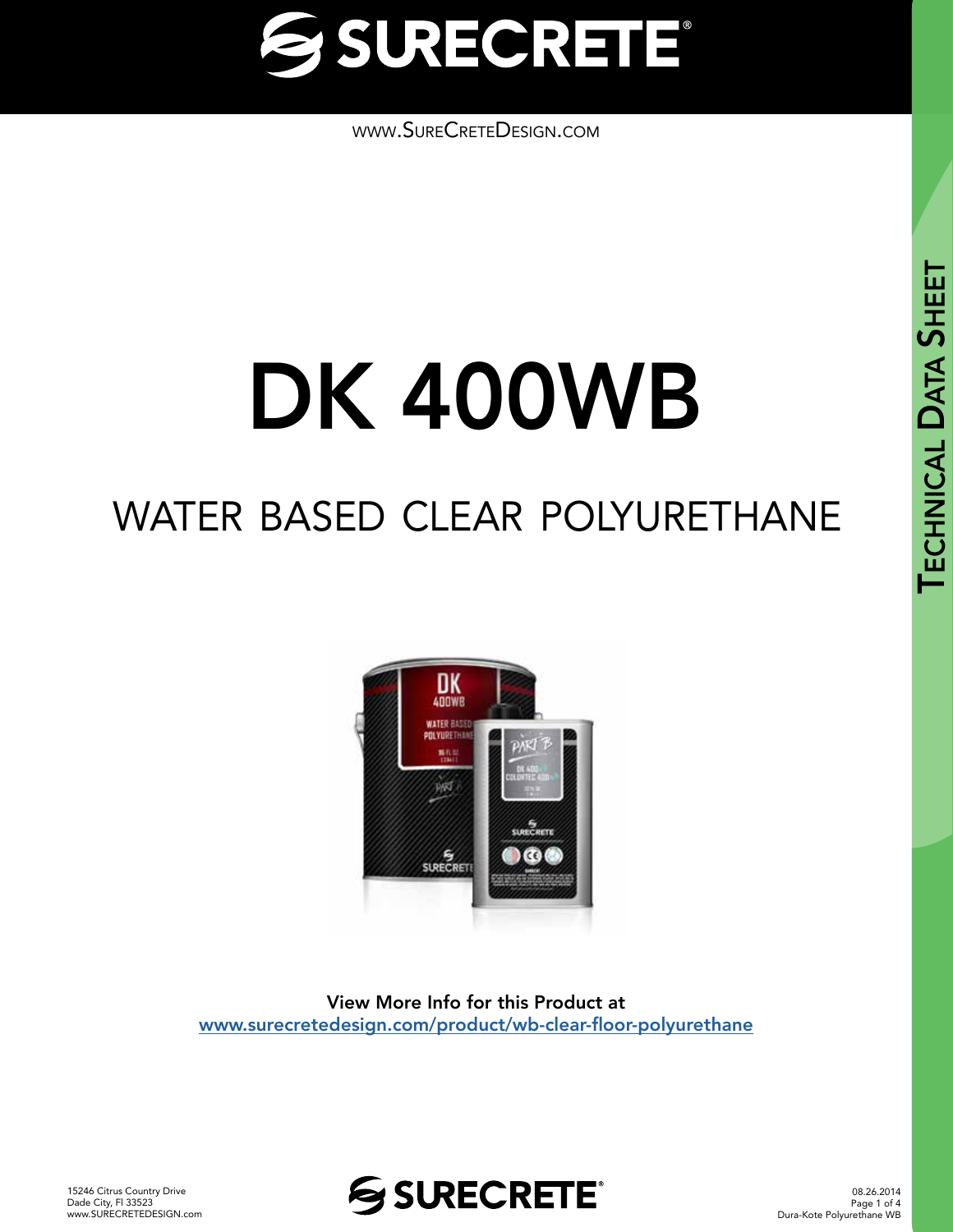# SURECRETE®

www.SureCreteDesign.com

# DK 400WB

## WATER BASED CLEAR POLYURETHANE

**View More Info for this Product at**
[www.surecretedesign.com/product/wb-clear-floor-polyurethane](www.surecretedesign.com/product/wb-clear-floor-polyurethane)

TECHNICAL DATA SHEET

15246 Citrus Country Drive
Dade City, Fl 33523
www.SURECRETEDESIGN.com

08.26.2014
Dura-Kote Polyurethane WB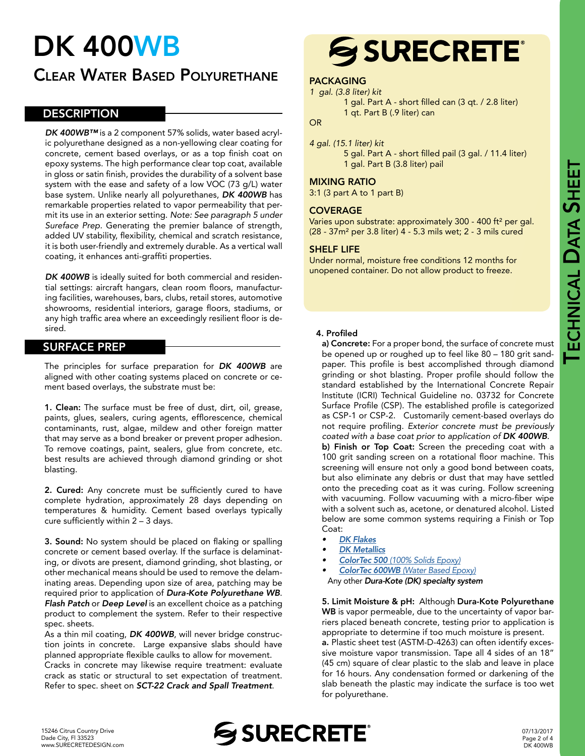# DK 400WB

## Clear Water Based Polyurethane

## DESCRIPTION

***DK 400WB™*** is a 2 component 57% solids, water based acrylic polyurethane designed as a non-yellowing clear coating for concrete, cement based overlays, or as a top finish coat on epoxy systems. The high performance clear top coat, available in gloss or satin finish, provides the durability of a solvent base system with the ease and safety of a low VOC (73 g/L) water base system. Unlike nearly all polyurethanes, ***DK 400WB*** has remarkable properties related to vapor permeability that permit its use in an exterior setting. *Note: See paragraph 5 under Sureface Prep.* Generating the premier balance of strength, added UV stability, flexibility, chemical and scratch resistance, it is both user-friendly and extremely durable. As a vertical wall coating, it enhances anti-graffiti properties.

***DK 400WB*** is ideally suited for both commercial and residential settings: aircraft hangars, clean room floors, manufacturing facilities, warehouses, bars, clubs, retail stores, automotive showrooms, residential interiors, garage floors, stadiums, or any high traffic area where an exceedingly resilient floor is desired.

## SURFACE PREP

The principles for surface preparation for ***DK 400WB*** are aligned with other coating systems placed on concrete or cement based overlays, the substrate must be:

**1. Clean:** The surface must be free of dust, dirt, oil, grease, paints, glues, sealers, curing agents, efflorescence, chemical contaminants, rust, algae, mildew and other foreign matter that may serve as a bond breaker or prevent proper adhesion. To remove coatings, paint, sealers, glue from concrete, etc. best results are achieved through diamond grinding or shot blasting.

**2. Cured:** Any concrete must be sufficiently cured to have complete hydration, approximately 28 days depending on temperatures & humidity. Cement based overlays typically cure sufficiently within 2 – 3 days.

**3. Sound:** No system should be placed on flaking or spalling concrete or cement based overlay. If the surface is delaminating, or divots are present, diamond grinding, shot blasting, or other mechanical means should be used to remove the delaminating areas. Depending upon size of area, patching may be required prior to application of ***Dura-Kote Polyurethane WB***. ***Flash Patch*** or ***Deep Level*** is an excellent choice as a patching product to complement the system. Refer to their respective spec. sheets.

As a thin mil coating, ***DK 400WB***, will never bridge construction joints in concrete. Large expansive slabs should have planned appropriate flexible caulks to allow for movement.

Cracks in concrete may likewise require treatment: evaluate crack as static or structural to set expectation of treatment. Refer to spec. sheet on ***SCT-22 Crack and Spall Treatment***.

**PACKAGING**

*1 gal. (3.8 liter) kit*

1 gal. Part A - short filled can (3 qt. / 2.8 liter)
1 qt. Part B (.9 liter) can

OR

*4 gal. (15.1 liter) kit*

5 gal. Part A - short filled pail (3 gal. / 11.4 liter)
1 gal. Part B (3.8 liter) pail

**MIXING RATIO**

3:1 (3 part A to 1 part B)

**COVERAGE**

Varies upon substrate: approximately 300 - 400 ft² per gal. (28 - 37m² per 3.8 liter) 4 - 5.3 mils wet; 2 - 3 mils cured

**SHELF LIFE**

Under normal, moisture free conditions 12 months for unopened container. Do not allow product to freeze.

**4. Profiled**

**a) Concrete:** For a proper bond, the surface of concrete must be opened up or roughed up to feel like 80 – 180 grit sandpaper. This profile is best accomplished through diamond grinding or shot blasting. Proper profile should follow the standard established by the International Concrete Repair Institute (ICRI) Technical Guideline no. 03732 for Concrete Surface Profile (CSP). The established profile is categorized as CSP-1 or CSP-2. Customarily cement-based overlays do not require profiling. *Exterior concrete must be previously coated with a base coat prior to application of* ***DK 400WB***.

**b) Finish or Top Coat:** Screen the preceding coat with a 100 grit sanding screen on a rotational floor machine. This screening will ensure not only a good bond between coats, but also eliminate any debris or dust that may have settled onto the preceding coat as it was curing. Follow screening with vacuuming. Follow vacuuming with a micro-fiber wipe with a solvent such as, acetone, or denatured alcohol. Listed below are some common systems requiring a Finish or Top Coat:

- ***DK Flakes***
- ***DK Metallics***
- ***ColorTec 500*** *(100% Solids Epoxy)*
- ***ColorTec 600WB*** *(Water Based Epoxy)*

Any other ***Dura-Kote (DK) specialty system***

**5. Limit Moisture & pH:** Although **Dura-Kote Polyurethane WB** is vapor permeable, due to the uncertainty of vapor barriers placed beneath concrete, testing prior to application is appropriate to determine if too much moisture is present.

**a.** Plastic sheet test (ASTM-D-4263) can often identify excessive moisture vapor transmission. Tape all 4 sides of an 18" (45 cm) square of clear plastic to the slab and leave in place for 16 hours. Any condensation formed or darkening of the slab beneath the plastic may indicate the surface is too wet for polyurethane.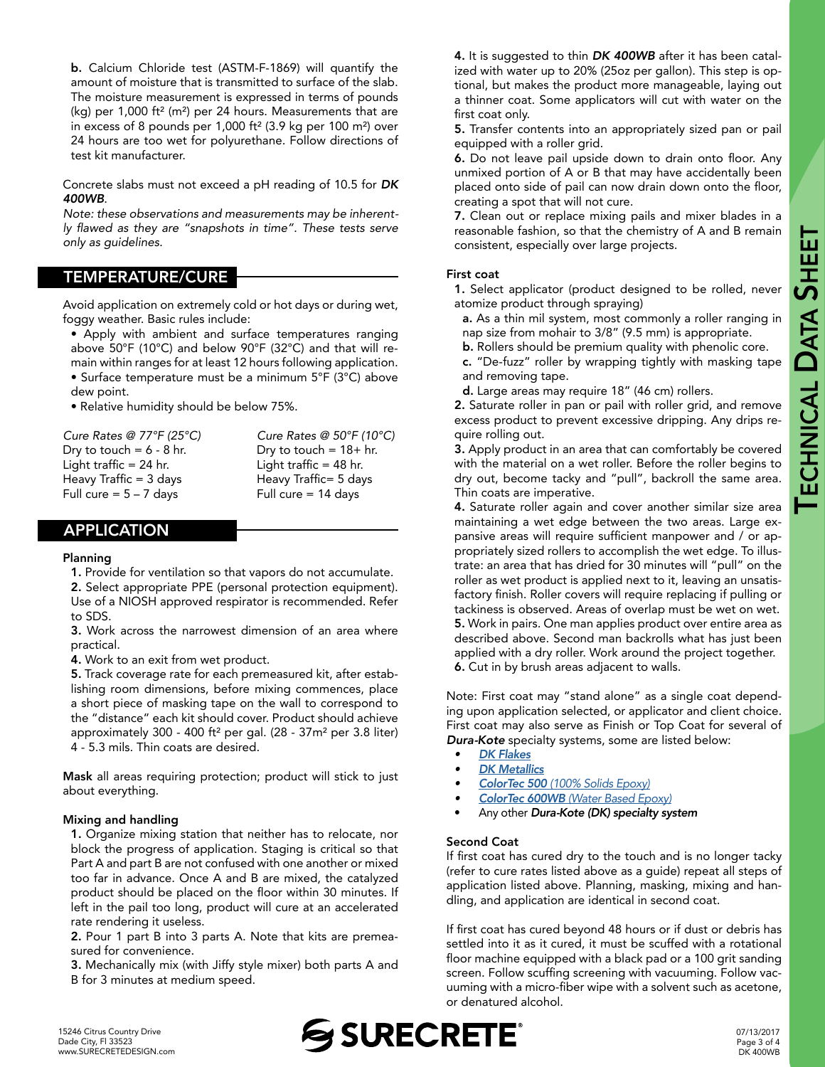**b.** Calcium Chloride test (ASTM-F-1869) will quantify the amount of moisture that is transmitted to surface of the slab. The moisture measurement is expressed in terms of pounds (kg) per 1,000 ft² (m²) per 24 hours. Measurements that are in excess of 8 pounds per 1,000 ft² (3.9 kg per 100 m²) over 24 hours are too wet for polyurethane. Follow directions of test kit manufacturer.

Concrete slabs must not exceed a pH reading of 10.5 for ***DK 400WB***.

*Note: these observations and measurements may be inherently flawed as they are "snapshots in time". These tests serve only as guidelines.*

## TEMPERATURE/CURE

Avoid application on extremely cold or hot days or during wet, foggy weather. Basic rules include:

- Apply with ambient and surface temperatures ranging above 50°F (10°C) and below 90°F (32°C) and that will remain within ranges for at least 12 hours following application.
- Surface temperature must be a minimum 5°F (3°C) above dew point.
- Relative humidity should be below 75%.

| *Cure Rates @ 77°F (25°C)* | *Cure Rates @ 50°F (10°C)* |
|---|---|
| Dry to touch = 6 - 8 hr. | Dry to touch = 18+ hr. |
| Light traffic = 24 hr. | Light traffic = 48 hr. |
| Heavy Traffic = 3 days | Heavy Traffic= 5 days |
| Full cure = 5 – 7 days | Full cure = 14 days |

## APPLICATION

### Planning

1. Provide for ventilation so that vapors do not accumulate.
2. Select appropriate PPE (personal protection equipment). Use of a NIOSH approved respirator is recommended. Refer to SDS.
3. Work across the narrowest dimension of an area where practical.
4. Work to an exit from wet product.
5. Track coverage rate for each premeasured kit, after establishing room dimensions, before mixing commences, place a short piece of masking tape on the wall to correspond to the "distance" each kit should cover. Product should achieve approximately 300 - 400 ft² per gal. (28 - 37m² per 3.8 liter) 4 - 5.3 mils. Thin coats are desired.

**Mask** all areas requiring protection; product will stick to just about everything.

### Mixing and handling

1. Organize mixing station that neither has to relocate, nor block the progress of application. Staging is critical so that Part A and part B are not confused with one another or mixed too far in advance. Once A and B are mixed, the catalyzed product should be placed on the floor within 30 minutes. If left in the pail too long, product will cure at an accelerated rate rendering it useless.
2. Pour 1 part B into 3 parts A. Note that kits are premeasured for convenience.
3. Mechanically mix (with Jiffy style mixer) both parts A and B for 3 minutes at medium speed.
4. It is suggested to thin ***DK 400WB*** after it has been catalized with water up to 20% (25oz per gallon). This step is optional, but makes the product more manageable, laying out a thinner coat. Some applicators will cut with water on the first coat only.
5. Transfer contents into an appropriately sized pan or pail equipped with a roller grid.
6. Do not leave pail upside down to drain onto floor. Any unmixed portion of A or B that may have accidentally been placed onto side of pail can now drain down onto the floor, creating a spot that will not cure.
7. Clean out or replace mixing pails and mixer blades in a reasonable fashion, so that the chemistry of A and B remain consistent, especially over large projects.

### First coat

1. Select applicator (product designed to be rolled, never atomize product through spraying)
   - **a.** As a thin mil system, most commonly a roller ranging in nap size from mohair to 3/8" (9.5 mm) is appropriate.
   - **b.** Rollers should be premium quality with phenolic core.
   - **c.** "De-fuzz" roller by wrapping tightly with masking tape and removing tape.
   - **d.** Large areas may require 18" (46 cm) rollers.
2. Saturate roller in pan or pail with roller grid, and remove excess product to prevent excessive dripping. Any drips require rolling out.
3. Apply product in an area that can comfortably be covered with the material on a wet roller. Before the roller begins to dry out, become tacky and "pull", backroll the same area. Thin coats are imperative.
4. Saturate roller again and cover another similar size area maintaining a wet edge between the two areas. Large expansive areas will require sufficient manpower and / or appropriately sized rollers to accomplish the wet edge. To illustrate: an area that has dried for 30 minutes will "pull" on the roller as wet product is applied next to it, leaving an unsatisfactory finish. Roller covers will require replacing if pulling or tackiness is observed. Areas of overlap must be wet on wet.
5. Work in pairs. One man applies product over entire area as described above. Second man backrolls what has just been applied with a dry roller. Work around the project together.
6. Cut in by brush areas adjacent to walls.

Note: First coat may "stand alone" as a single coat depending upon application selected, or applicator and client choice. First coat may also serve as Finish or Top Coat for several of ***Dura-Kote*** specialty systems, some are listed below:

- ***DK Flakes***
- ***DK Metallics***
- ***ColorTec 500*** *(100% Solids Epoxy)*
- ***ColorTec 600WB*** *(Water Based Epoxy)*
- Any other ***Dura-Kote (DK) specialty system***

### Second Coat

If first coat has cured dry to the touch and is no longer tacky (refer to cure rates listed above as a guide) repeat all steps of application listed above. Planning, masking, mixing and handling, and application are identical in second coat.

If first coat has cured beyond 48 hours or if dust or debris has settled into it as it cured, it must be scuffed with a rotational floor machine equipped with a black pad or a 100 grit sanding screen. Follow scuffing screening with vacuuming. Follow vacuuming with a micro-fiber wipe with a solvent such as acetone, or denatured alcohol.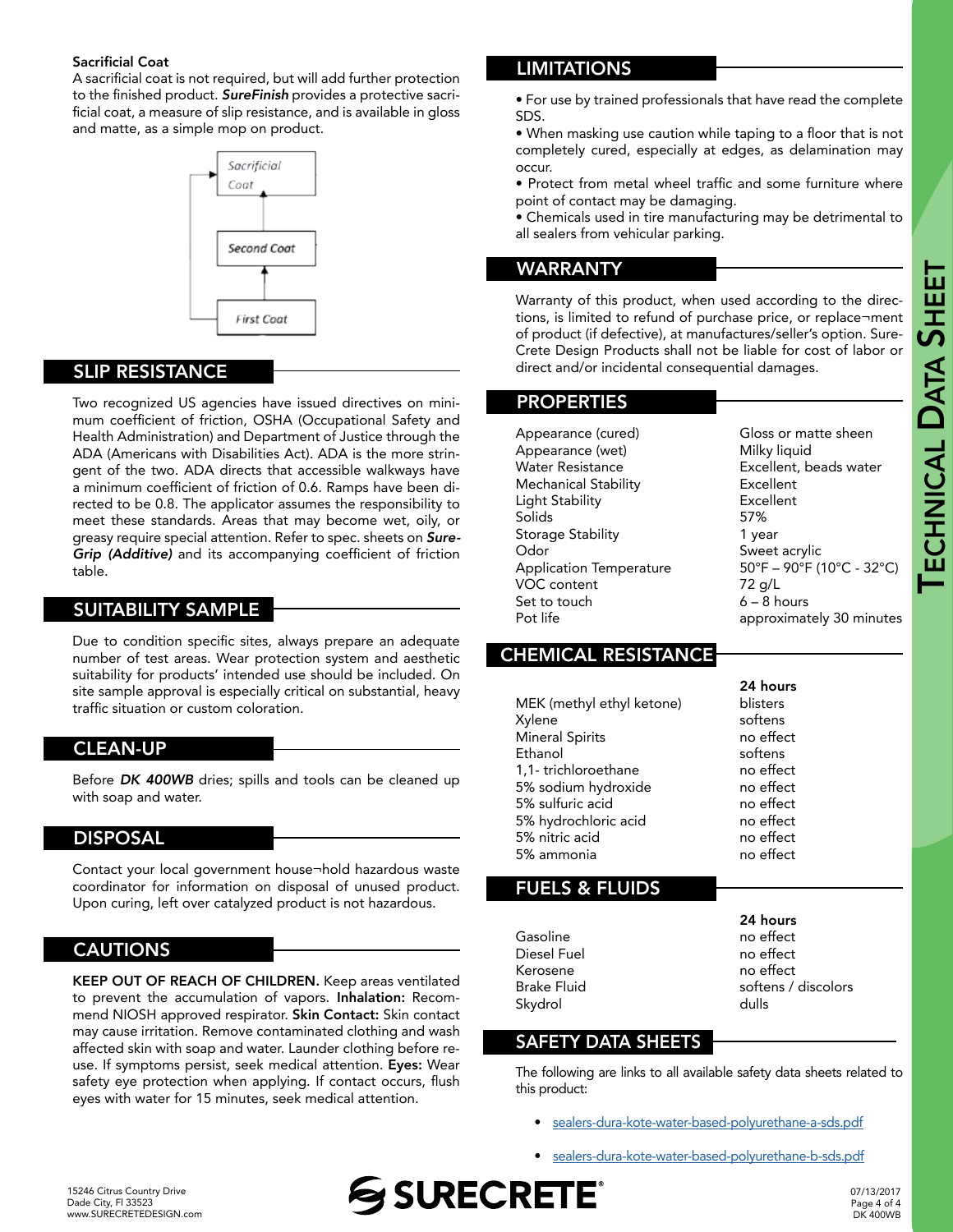**Sacrificial Coat**

A sacrificial coat is not required, but will add further protection to the finished product. ***SureFinish*** provides a protective sacrificial coat, a measure of slip resistance, and is available in gloss and matte, as a simple mop on product.

Sacrificial Coat

Second Coat

First Coat

## SLIP RESISTANCE

Two recognized US agencies have issued directives on minimum coefficient of friction, OSHA (Occupational Safety and Health Administration) and Department of Justice through the ADA (Americans with Disabilities Act). ADA is the more stringent of the two. ADA directs that accessible walkways have a minimum coefficient of friction of 0.6. Ramps have been directed to be 0.8. The applicator assumes the responsibility to meet these standards. Areas that may become wet, oily, or greasy require special attention. Refer to spec. sheets on ***Sure-Grip (Additive)*** and its accompanying coefficient of friction table.

## SUITABILITY SAMPLE

Due to condition specific sites, always prepare an adequate number of test areas. Wear protection system and aesthetic suitability for products' intended use should be included. On site sample approval is especially critical on substantial, heavy traffic situation or custom coloration.

## CLEAN-UP

Before ***DK 400WB*** dries; spills and tools can be cleaned up with soap and water.

## DISPOSAL

Contact your local government house¬hold hazardous waste coordinator for information on disposal of unused product. Upon curing, left over catalyzed product is not hazardous.

## CAUTIONS

**KEEP OUT OF REACH OF CHILDREN.** Keep areas ventilated to prevent the accumulation of vapors. **Inhalation:** Recommend NIOSH approved respirator. **Skin Contact:** Skin contact may cause irritation. Remove contaminated clothing and wash affected skin with soap and water. Launder clothing before reuse. If symptoms persist, seek medical attention. **Eyes:** Wear safety eye protection when applying. If contact occurs, flush eyes with water for 15 minutes, seek medical attention.

## LIMITATIONS

- For use by trained professionals that have read the complete SDS.
- When masking use caution while taping to a floor that is not completely cured, especially at edges, as delamination may occur.
- Protect from metal wheel traffic and some furniture where point of contact may be damaging.
- Chemicals used in tire manufacturing may be detrimental to all sealers from vehicular parking.

## WARRANTY

Warranty of this product, when used according to the directions, is limited to refund of purchase price, or replace¬ment of product (if defective), at manufactures/seller's option. Sure-Crete Design Products shall not be liable for cost of labor or direct and/or incidental consequential damages.

## PROPERTIES

| | |
|---|---|
| Appearance (cured) | Gloss or matte sheen |
| Appearance (wet) | Milky liquid |
| Water Resistance | Excellent, beads water |
| Mechanical Stability | Excellent |
| Light Stability | Excellent |
| Solids | 57% |
| Storage Stability | 1 year |
| Odor | Sweet acrylic |
| Application Temperature | 50°F – 90°F (10°C - 32°C) |
| VOC content | 72 g/L |
| Set to touch | 6 – 8 hours |
| Pot life | approximately 30 minutes |

## CHEMICAL RESISTANCE

| | 24 hours |
|---|---|
| MEK (methyl ethyl ketone) | blisters |
| Xylene | softens |
| Mineral Spirits | no effect |
| Ethanol | softens |
| 1,1- trichloroethane | no effect |
| 5% sodium hydroxide | no effect |
| 5% sulfuric acid | no effect |
| 5% hydrochloric acid | no effect |
| 5% nitric acid | no effect |
| 5% ammonia | no effect |

## FUELS & FLUIDS

| | 24 hours |
|---|---|
| Gasoline | no effect |
| Diesel Fuel | no effect |
| Kerosene | no effect |
| Brake Fluid | softens / discolors |
| Skydrol | dulls |

## SAFETY DATA SHEETS

The following are links to all available safety data sheets related to this product:

- sealers-dura-kote-water-based-polyurethane-a-sds.pdf
- sealers-dura-kote-water-based-polyurethane-b-sds.pdf

15246 Citrus Country Drive
Dade City, Fl 33523
www.SURECRETEDESIGN.com

07/13/2017
DK 400WB